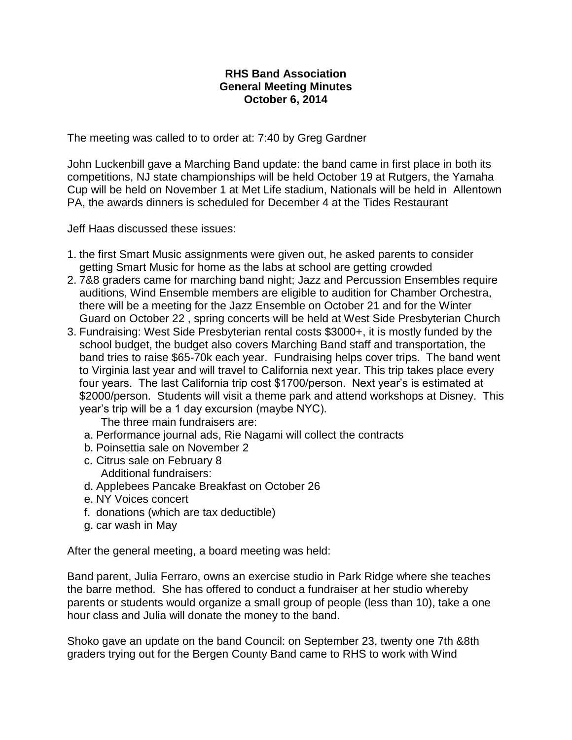**RHS Band Association**
**General Meeting Minutes**
**October 6, 2014**

The meeting was called to to order at: 7:40 by Greg Gardner

John Luckenbill gave a Marching Band update: the band came in first place in both its competitions, NJ state championships will be held October 19 at Rutgers, the Yamaha Cup will be held on November 1 at Met Life stadium, Nationals will be held in Allentown PA, the awards dinners is scheduled for December 4 at the Tides Restaurant

Jeff Haas discussed these issues:

1. the first Smart Music assignments were given out, he asked parents to consider getting Smart Music for home as the labs at school are getting crowded
2. 7&8 graders came for marching band night; Jazz and Percussion Ensembles require auditions, Wind Ensemble members are eligible to audition for Chamber Orchestra, there will be a meeting for the Jazz Ensemble on October 21 and for the Winter Guard on October 22 , spring concerts will be held at West Side Presbyterian Church
3. Fundraising: West Side Presbyterian rental costs $3000+, it is mostly funded by the school budget, the budget also covers Marching Band staff and transportation, the band tries to raise $65-70k each year. Fundraising helps cover trips. The band went to Virginia last year and will travel to California next year. This trip takes place every four years. The last California trip cost $1700/person. Next year's is estimated at $2000/person. Students will visit a theme park and attend workshops at Disney. This year's trip will be a 1 day excursion (maybe NYC).

   The three main fundraisers are:

   a. Performance journal ads, Rie Nagami will collect the contracts
   b. Poinsettia sale on November 2
   c. Citrus sale on February 8

   Additional fundraisers:

   d. Applebees Pancake Breakfast on October 26
   e. NY Voices concert
   f. donations (which are tax deductible)
   g. car wash in May

After the general meeting, a board meeting was held:

Band parent, Julia Ferraro, owns an exercise studio in Park Ridge where she teaches the barre method. She has offered to conduct a fundraiser at her studio whereby parents or students would organize a small group of people (less than 10), take a one hour class and Julia will donate the money to the band.

Shoko gave an update on the band Council: on September 23, twenty one 7th &8th graders trying out for the Bergen County Band came to RHS to work with Wind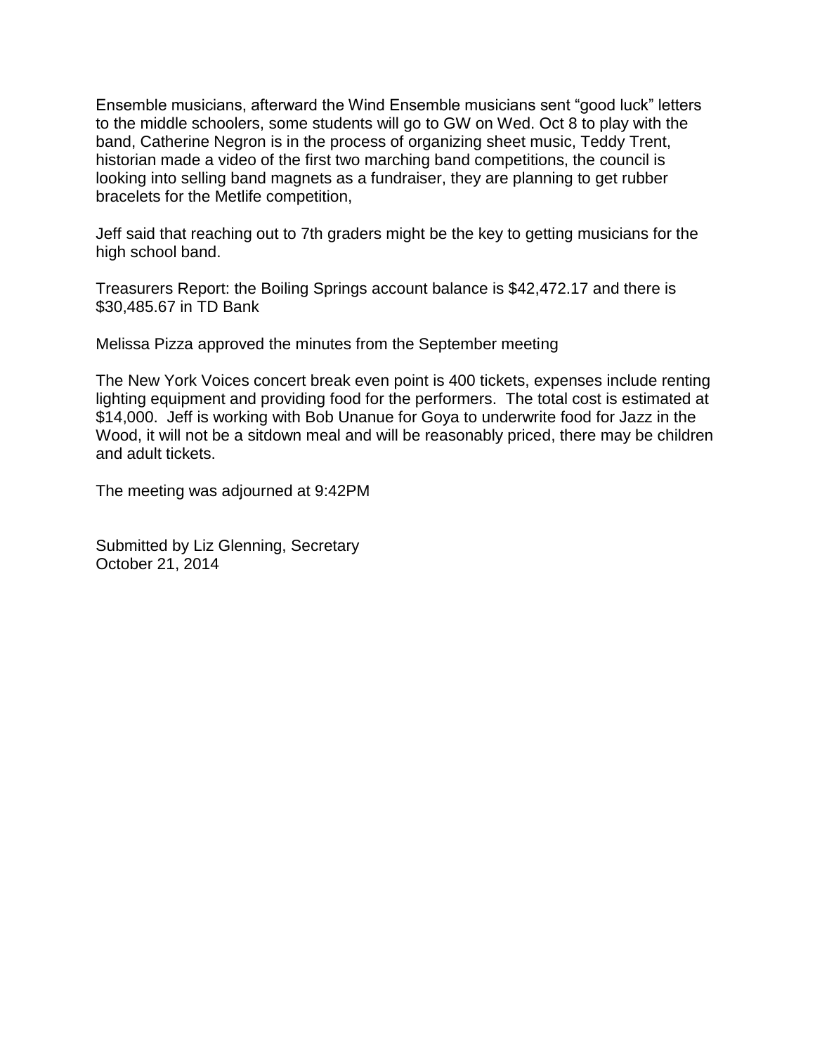Ensemble musicians, afterward the Wind Ensemble musicians sent "good luck" letters to the middle schoolers, some students will go to GW on Wed. Oct 8 to play with the band, Catherine Negron is in the process of organizing sheet music, Teddy Trent, historian made a video of the first two marching band competitions, the council is looking into selling band magnets as a fundraiser, they are planning to get rubber bracelets for the Metlife competition,

Jeff said that reaching out to 7th graders might be the key to getting musicians for the high school band.

Treasurers Report: the Boiling Springs account balance is $42,472.17 and there is $30,485.67 in TD Bank

Melissa Pizza approved the minutes from the September meeting

The New York Voices concert break even point is 400 tickets, expenses include renting lighting equipment and providing food for the performers. The total cost is estimated at $14,000. Jeff is working with Bob Unanue for Goya to underwrite food for Jazz in the Wood, it will not be a sitdown meal and will be reasonably priced, there may be children and adult tickets.

The meeting was adjourned at 9:42PM

Submitted by Liz Glenning, Secretary
October 21, 2014